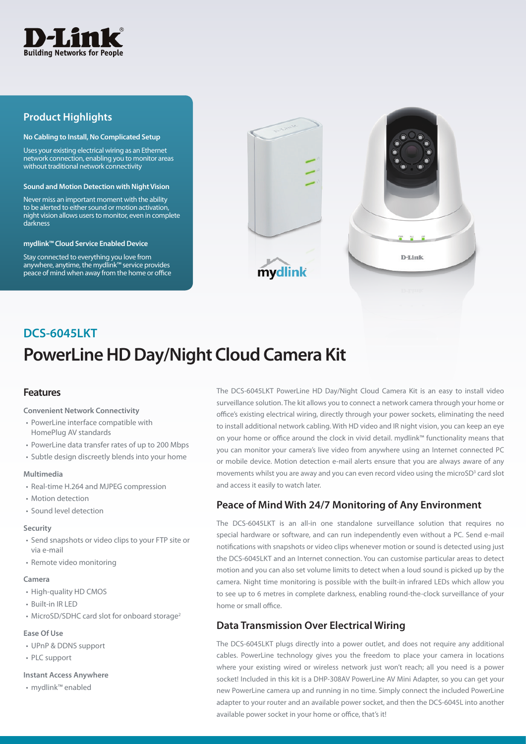D-Link
Building Networks for People

## Product Highlights

**No Cabling to Install, No Complicated Setup**

Uses your existing electrical wiring as an Ethernet network connection, enabling you to monitor areas without traditional network connectivity

**Sound and Motion Detection with Night Vision**

Never miss an important moment with the ability to be alerted to either sound or motion activation, night vision allows users to monitor, even in complete darkness

**mydlink™ Cloud Service Enabled Device**

Stay connected to everything you love from anywhere, anytime, the mydlink™ service provides peace of mind when away from the home or office

## DCS-6045LKT

# PowerLine HD Day/Night Cloud Camera Kit

## Features

**Convenient Network Connectivity**

- PowerLine interface compatible with HomePlug AV standards
- PowerLine data transfer rates of up to 200 Mbps
- Subtle design discreetly blends into your home

**Multimedia**

- Real-time H.264 and MJPEG compression
- Motion detection
- Sound level detection

**Security**

- Send snapshots or video clips to your FTP site or via e-mail
- Remote video monitoring

**Camera**

- High-quality HD CMOS
- Built-in IR LED
- MicroSD/SDHC card slot for onboard storage[2]

**Ease Of Use**

- UPnP & DDNS support
- PLC support

**Instant Access Anywhere**

- mydlink™ enabled

The DCS-6045LKT PowerLine HD Day/Night Cloud Camera Kit is an easy to install video surveillance solution. The kit allows you to connect a network camera through your home or office's existing electrical wiring, directly through your power sockets, eliminating the need to install additional network cabling. With HD video and IR night vision, you can keep an eye on your home or office around the clock in vivid detail. mydlink™ functionality means that you can monitor your camera's live video from anywhere using an Internet connected PC or mobile device. Motion detection e-mail alerts ensure that you are always aware of any movements whilst you are away and you can even record video using the microSD[3] card slot and access it easily to watch later.

## Peace of Mind With 24/7 Monitoring of Any Environment

The DCS-6045LKT is an all-in one standalone surveillance solution that requires no special hardware or software, and can run independently even without a PC. Send e-mail notifications with snapshots or video clips whenever motion or sound is detected using just the DCS-6045LKT and an Internet connection. You can customise particular areas to detect motion and you can also set volume limits to detect when a loud sound is picked up by the camera. Night time monitoring is possible with the built-in infrared LEDs which allow you to see up to 6 metres in complete darkness, enabling round-the-clock surveillance of your home or small office.

## Data Transmission Over Electrical Wiring

The DCS-6045LKT plugs directly into a power outlet, and does not require any additional cables. PowerLine technology gives you the freedom to place your camera in locations where your existing wired or wireless network just won't reach; all you need is a power socket! Included in this kit is a DHP-308AV PowerLine AV Mini Adapter, so you can get your new PowerLine camera up and running in no time. Simply connect the included PowerLine adapter to your router and an available power socket, and then the DCS-6045L into another available power socket in your home or office, that's it!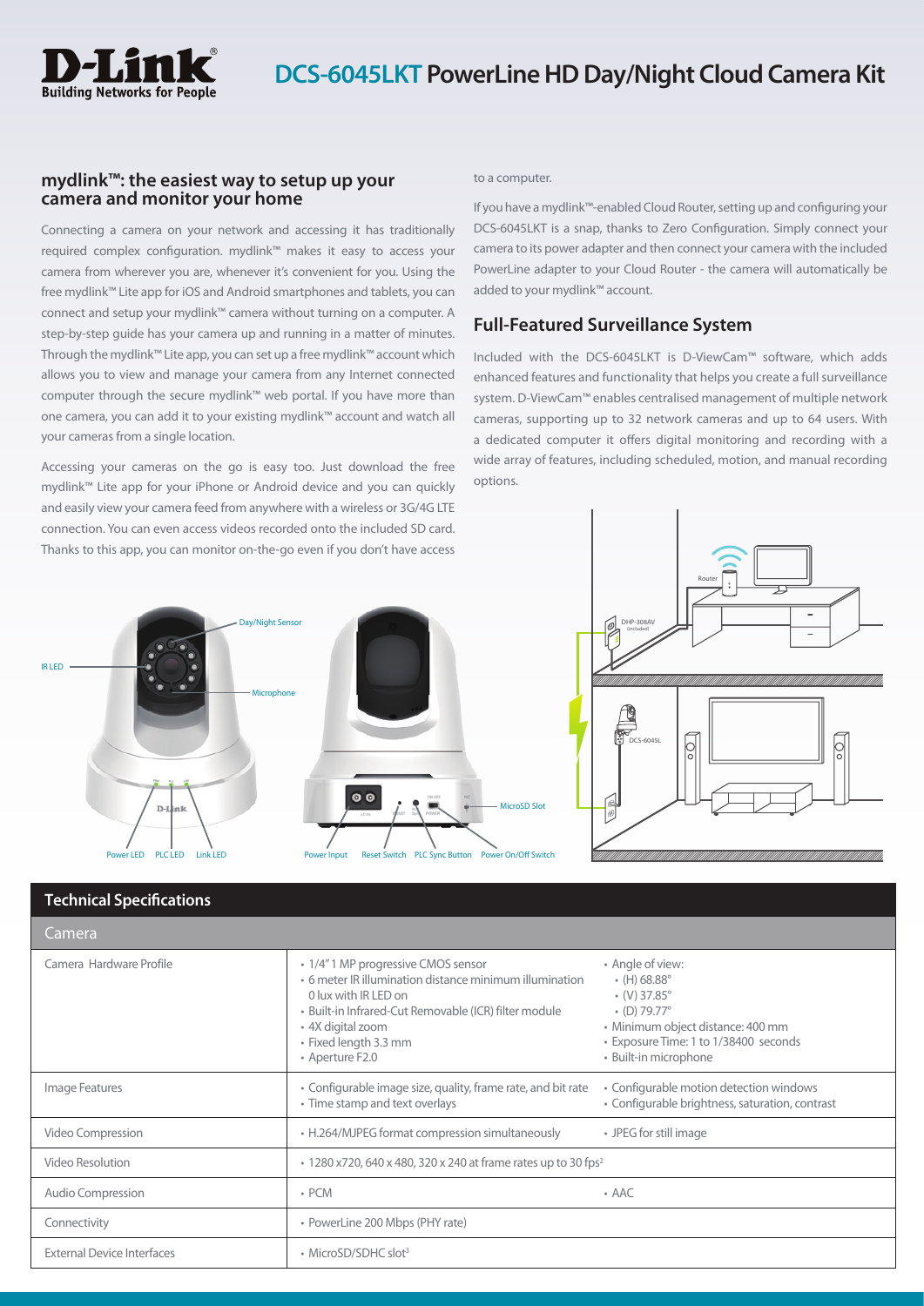# DCS-6045LKT PowerLine HD Day/Night Cloud Camera Kit

## mydlink™: the easiest way to setup up your camera and monitor your home

Connecting a camera on your network and accessing it has traditionally required complex configuration. mydlink™ makes it easy to access your camera from wherever you are, whenever it's convenient for you. Using the free mydlink™ Lite app for iOS and Android smartphones and tablets, you can connect and setup your mydlink™ camera without turning on a computer. A step-by-step guide has your camera up and running in a matter of minutes. Through the mydlink™ Lite app, you can set up a free mydlink™ account which allows you to view and manage your camera from any Internet connected computer through the secure mydlink™ web portal. If you have more than one camera, you can add it to your existing mydlink™ account and watch all your cameras from a single location.

Accessing your cameras on the go is easy too. Just download the free mydlink™ Lite app for your iPhone or Android device and you can quickly and easily view your camera feed from anywhere with a wireless or 3G/4G LTE connection. You can even access videos recorded onto the included SD card. Thanks to this app, you can monitor on-the-go even if you don't have access to a computer.

If you have a mydlink™-enabled Cloud Router, setting up and configuring your DCS-6045LKT is a snap, thanks to Zero Configuration. Simply connect your camera to its power adapter and then connect your camera with the included PowerLine adapter to your Cloud Router - the camera will automatically be added to your mydlink™ account.

## Full-Featured Surveillance System

Included with the DCS-6045LKT is D-ViewCam™ software, which adds enhanced features and functionality that helps you create a full surveillance system. D-ViewCam™ enables centralised management of multiple network cameras, supporting up to 32 network cameras and up to 64 users. With a dedicated computer it offers digital monitoring and recording with a wide array of features, including scheduled, motion, and manual recording options.

Day/Night Sensor · IR LED · Microphone · Power LED · PLC LED · Link LED · Power Input · Reset Switch · PLC Sync Button · Power On/Off Switch · MicroSD Slot

Router · DHP-308AV (included) · DCS-6045L

## Technical Specifications

### Camera

| | | |
|---|---|---|
| Camera Hardware Profile | • 1/4" 1 MP progressive CMOS sensor<br>• 6 meter IR illumination distance minimum illumination 0 lux with IR LED on<br>• Built-in Infrared-Cut Removable (ICR) filter module<br>• 4X digital zoom<br>• Fixed length 3.3 mm<br>• Aperture F2.0 | • Angle of view:<br>• (H) 68.88°<br>• (V) 37.85°<br>• (D) 79.77°<br>• Minimum object distance: 400 mm<br>• Exposure Time: 1 to 1/38400 seconds<br>• Built-in microphone |
| Image Features | • Configurable image size, quality, frame rate, and bit rate<br>• Time stamp and text overlays | • Configurable motion detection windows<br>• Configurable brightness, saturation, contrast |
| Video Compression | • H.264/MJPEG format compression simultaneously | • JPEG for still image |
| Video Resolution | • 1280 x720, 640 x 480, 320 x 240 at frame rates up to 30 fps[2] | |
| Audio Compression | • PCM | • AAC |
| Connectivity | • PowerLine 200 Mbps (PHY rate) | |
| External Device Interfaces | • MicroSD/SDHC slot[3] | |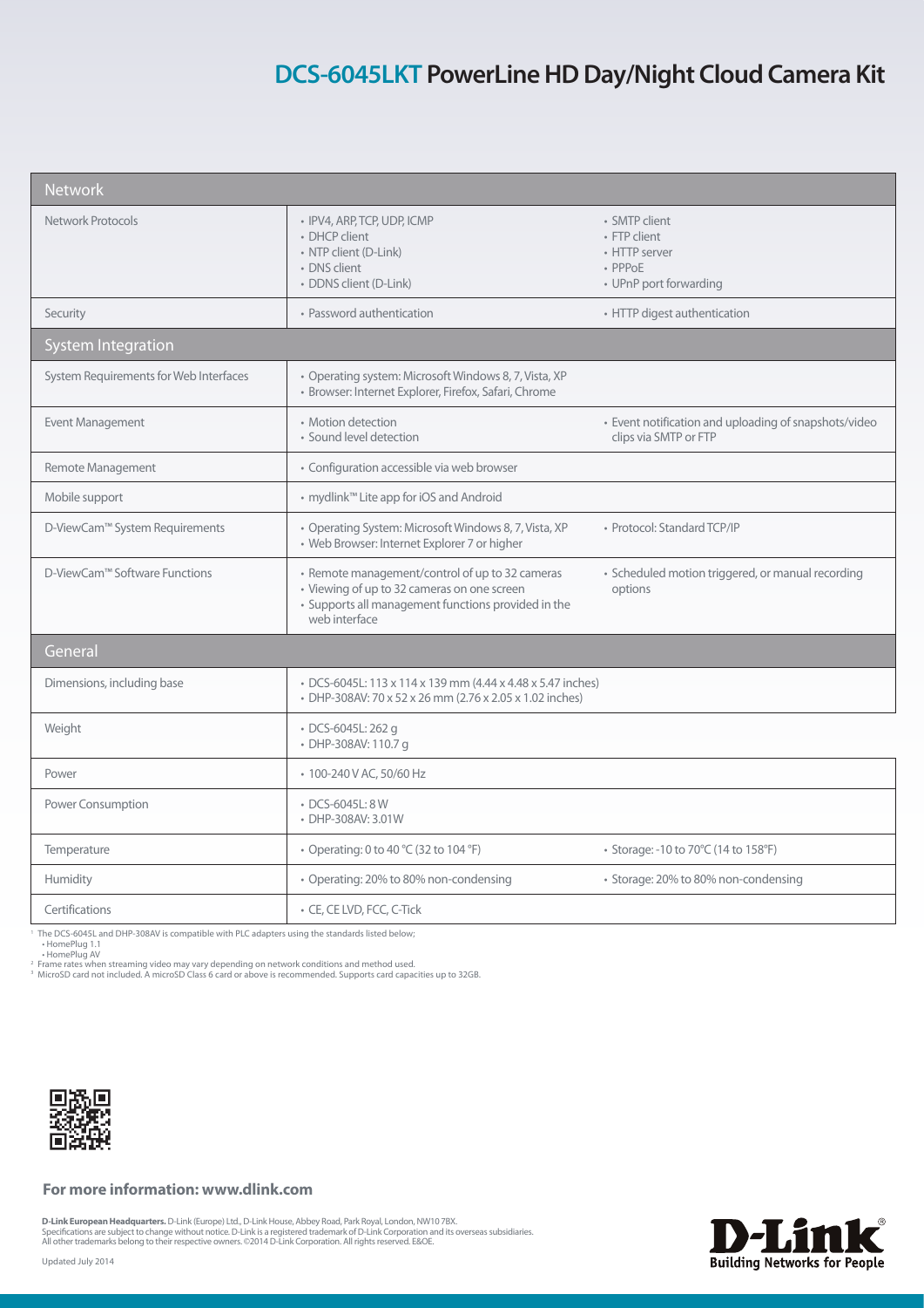# DCS-6045LKT PowerLine HD Day/Night Cloud Camera Kit

| | | |
|---|---|---|
| **Network** | | |
| Network Protocols | • IPV4, ARP, TCP, UDP, ICMP<br>• DHCP client<br>• NTP client (D-Link)<br>• DNS client<br>• DDNS client (D-Link) | • SMTP client<br>• FTP client<br>• HTTP server<br>• PPPoE<br>• UPnP port forwarding |
| Security | • Password authentication | • HTTP digest authentication |
| **System Integration** | | |
| System Requirements for Web Interfaces | • Operating system: Microsoft Windows 8, 7, Vista, XP<br>• Browser: Internet Explorer, Firefox, Safari, Chrome | |
| Event Management | • Motion detection<br>• Sound level detection | • Event notification and uploading of snapshots/video clips via SMTP or FTP |
| Remote Management | • Configuration accessible via web browser | |
| Mobile support | • mydlink™ Lite app for iOS and Android | |
| D-ViewCam™ System Requirements | • Operating System: Microsoft Windows 8, 7, Vista, XP<br>• Web Browser: Internet Explorer 7 or higher | • Protocol: Standard TCP/IP |
| D-ViewCam™ Software Functions | • Remote management/control of up to 32 cameras<br>• Viewing of up to 32 cameras on one screen<br>• Supports all management functions provided in the web interface | • Scheduled motion triggered, or manual recording options |
| **General** | | |
| Dimensions, including base | • DCS-6045L: 113 x 114 x 139 mm (4.44 x 4.48 x 5.47 inches)<br>• DHP-308AV: 70 x 52 x 26 mm (2.76 x 2.05 x 1.02 inches) | |
| Weight | • DCS-6045L: 262 g<br>• DHP-308AV: 110.7 g | |
| Power | • 100-240 V AC, 50/60 Hz | |
| Power Consumption | • DCS-6045L: 8 W<br>• DHP-308AV: 3.01W | |
| Temperature | • Operating: 0 to 40 °C (32 to 104 °F) | • Storage: -10 to 70°C (14 to 158°F) |
| Humidity | • Operating: 20% to 80% non-condensing | • Storage: 20% to 80% non-condensing |
| Certifications | • CE, CE LVD, FCC, C-Tick | |

[1] The DCS-6045L and DHP-308AV is compatible with PLC adapters using the standards listed below;
• HomePlug 1.1
• HomePlug AV

[2] Frame rates when streaming video may vary depending on network conditions and method used.

[3] MicroSD card not included. A microSD Class 6 card or above is recommended. Supports card capacities up to 32GB.

**For more information: www.dlink.com**

**D-Link European Headquarters.** D-Link (Europe) Ltd., D-Link House, Abbey Road, Park Royal, London, NW10 7BX.
Specifications are subject to change without notice. D-Link is a registered trademark of D-Link Corporation and its overseas subsidiaries.
All other trademarks belong to their respective owners. ©2014 D-Link Corporation. All rights reserved. E&OE.

Updated July 2014

D-Link®
Building Networks for People